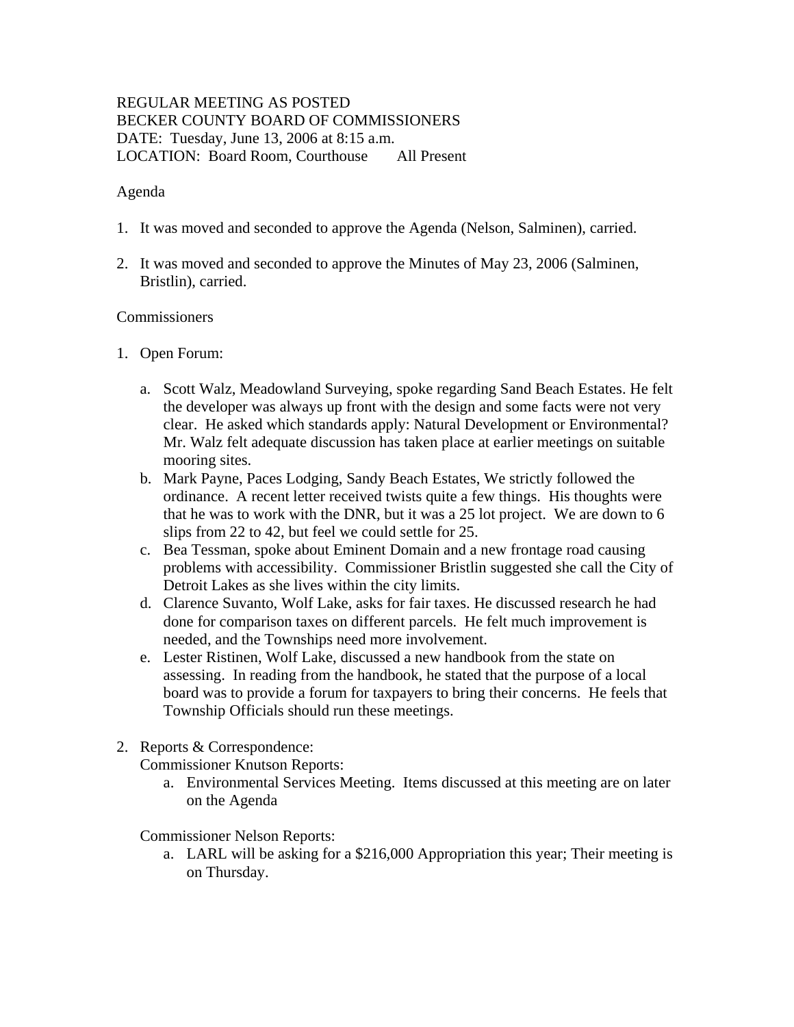REGULAR MEETING AS POSTED
BECKER COUNTY BOARD OF COMMISSIONERS
DATE: Tuesday, June 13, 2006 at 8:15 a.m.
LOCATION: Board Room, Courthouse All Present

Agenda

1. It was moved and seconded to approve the Agenda (Nelson, Salminen), carried.

2. It was moved and seconded to approve the Minutes of May 23, 2006 (Salminen, Bristlin), carried.

Commissioners

1. Open Forum:

   a. Scott Walz, Meadowland Surveying, spoke regarding Sand Beach Estates. He felt the developer was always up front with the design and some facts were not very clear. He asked which standards apply: Natural Development or Environmental? Mr. Walz felt adequate discussion has taken place at earlier meetings on suitable mooring sites.
   b. Mark Payne, Paces Lodging, Sandy Beach Estates, We strictly followed the ordinance. A recent letter received twists quite a few things. His thoughts were that he was to work with the DNR, but it was a 25 lot project. We are down to 6 slips from 22 to 42, but feel we could settle for 25.
   c. Bea Tessman, spoke about Eminent Domain and a new frontage road causing problems with accessibility. Commissioner Bristlin suggested she call the City of Detroit Lakes as she lives within the city limits.
   d. Clarence Suvanto, Wolf Lake, asks for fair taxes. He discussed research he had done for comparison taxes on different parcels. He felt much improvement is needed, and the Townships need more involvement.
   e. Lester Ristinen, Wolf Lake, discussed a new handbook from the state on assessing. In reading from the handbook, he stated that the purpose of a local board was to provide a forum for taxpayers to bring their concerns. He feels that Township Officials should run these meetings.

2. Reports & Correspondence:
   Commissioner Knutson Reports:
   a. Environmental Services Meeting. Items discussed at this meeting are on later on the Agenda

   Commissioner Nelson Reports:
   a. LARL will be asking for a $216,000 Appropriation this year; Their meeting is on Thursday.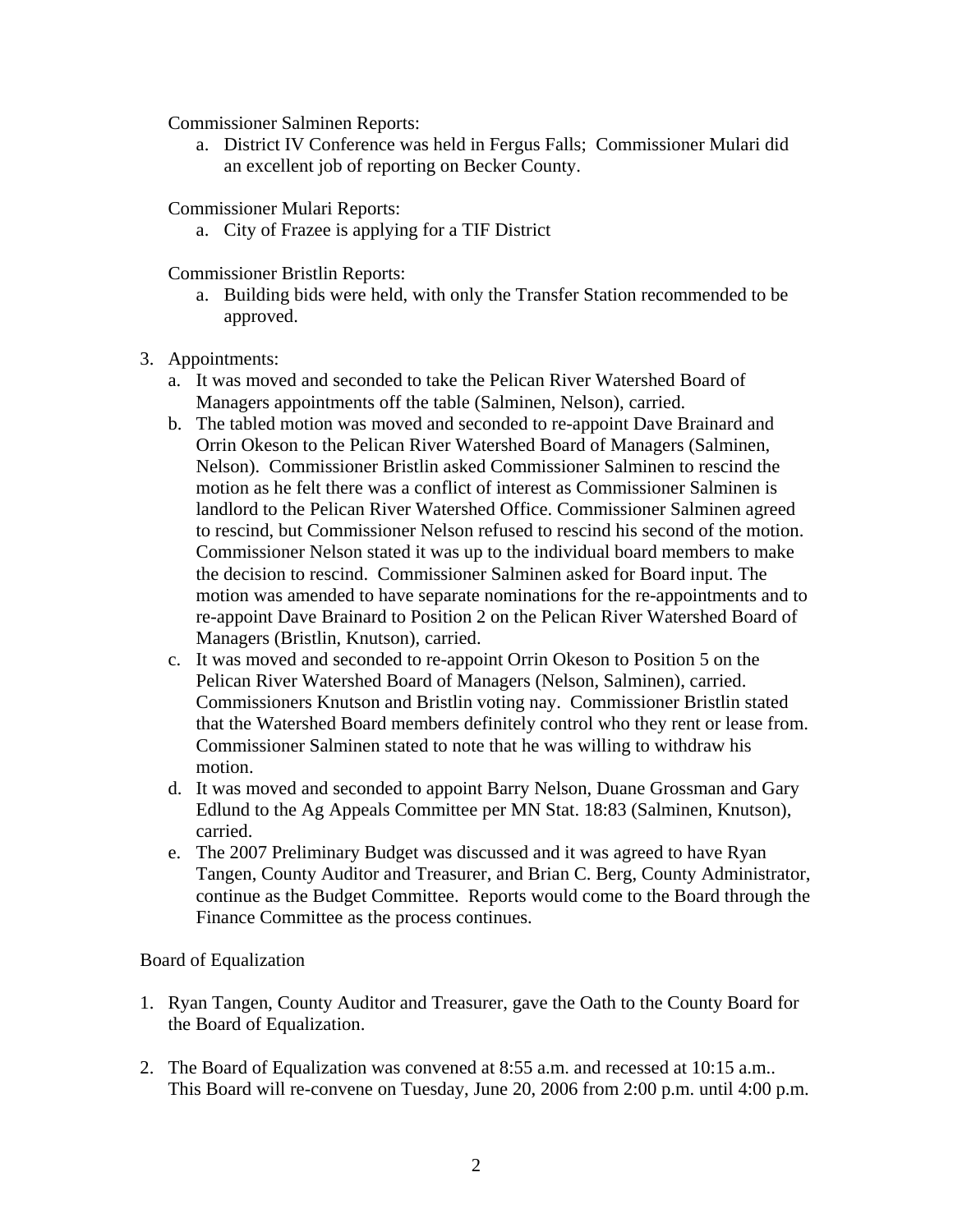Commissioner Salminen Reports:

a. District IV Conference was held in Fergus Falls; Commissioner Mulari did an excellent job of reporting on Becker County.

Commissioner Mulari Reports:

a. City of Frazee is applying for a TIF District

Commissioner Bristlin Reports:

a. Building bids were held, with only the Transfer Station recommended to be approved.

3. Appointments:
   a. It was moved and seconded to take the Pelican River Watershed Board of Managers appointments off the table (Salminen, Nelson), carried.
   b. The tabled motion was moved and seconded to re-appoint Dave Brainard and Orrin Okeson to the Pelican River Watershed Board of Managers (Salminen, Nelson). Commissioner Bristlin asked Commissioner Salminen to rescind the motion as he felt there was a conflict of interest as Commissioner Salminen is landlord to the Pelican River Watershed Office. Commissioner Salminen agreed to rescind, but Commissioner Nelson refused to rescind his second of the motion. Commissioner Nelson stated it was up to the individual board members to make the decision to rescind. Commissioner Salminen asked for Board input. The motion was amended to have separate nominations for the re-appointments and to re-appoint Dave Brainard to Position 2 on the Pelican River Watershed Board of Managers (Bristlin, Knutson), carried.
   c. It was moved and seconded to re-appoint Orrin Okeson to Position 5 on the Pelican River Watershed Board of Managers (Nelson, Salminen), carried. Commissioners Knutson and Bristlin voting nay. Commissioner Bristlin stated that the Watershed Board members definitely control who they rent or lease from. Commissioner Salminen stated to note that he was willing to withdraw his motion.
   d. It was moved and seconded to appoint Barry Nelson, Duane Grossman and Gary Edlund to the Ag Appeals Committee per MN Stat. 18:83 (Salminen, Knutson), carried.
   e. The 2007 Preliminary Budget was discussed and it was agreed to have Ryan Tangen, County Auditor and Treasurer, and Brian C. Berg, County Administrator, continue as the Budget Committee. Reports would come to the Board through the Finance Committee as the process continues.

Board of Equalization

1. Ryan Tangen, County Auditor and Treasurer, gave the Oath to the County Board for the Board of Equalization.

2. The Board of Equalization was convened at 8:55 a.m. and recessed at 10:15 a.m.. This Board will re-convene on Tuesday, June 20, 2006 from 2:00 p.m. until 4:00 p.m.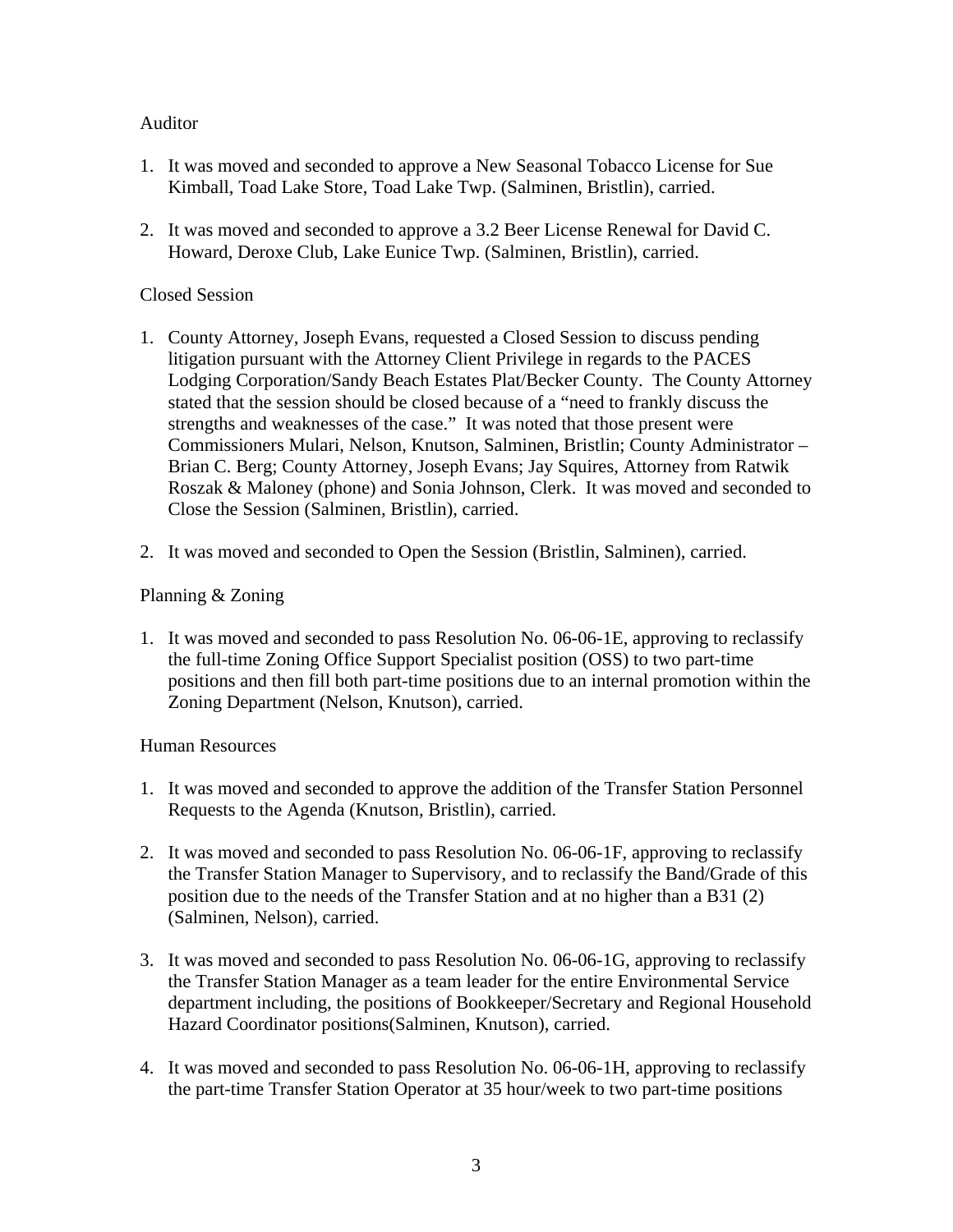Auditor

1. It was moved and seconded to approve a New Seasonal Tobacco License for Sue Kimball, Toad Lake Store, Toad Lake Twp. (Salminen, Bristlin), carried.

2. It was moved and seconded to approve a 3.2 Beer License Renewal for David C. Howard, Deroxe Club, Lake Eunice Twp. (Salminen, Bristlin), carried.

Closed Session

1. County Attorney, Joseph Evans, requested a Closed Session to discuss pending litigation pursuant with the Attorney Client Privilege in regards to the PACES Lodging Corporation/Sandy Beach Estates Plat/Becker County. The County Attorney stated that the session should be closed because of a "need to frankly discuss the strengths and weaknesses of the case." It was noted that those present were Commissioners Mulari, Nelson, Knutson, Salminen, Bristlin; County Administrator – Brian C. Berg; County Attorney, Joseph Evans; Jay Squires, Attorney from Ratwik Roszak & Maloney (phone) and Sonia Johnson, Clerk. It was moved and seconded to Close the Session (Salminen, Bristlin), carried.

2. It was moved and seconded to Open the Session (Bristlin, Salminen), carried.

Planning & Zoning

1. It was moved and seconded to pass Resolution No. 06-06-1E, approving to reclassify the full-time Zoning Office Support Specialist position (OSS) to two part-time positions and then fill both part-time positions due to an internal promotion within the Zoning Department (Nelson, Knutson), carried.

Human Resources

1. It was moved and seconded to approve the addition of the Transfer Station Personnel Requests to the Agenda (Knutson, Bristlin), carried.

2. It was moved and seconded to pass Resolution No. 06-06-1F, approving to reclassify the Transfer Station Manager to Supervisory, and to reclassify the Band/Grade of this position due to the needs of the Transfer Station and at no higher than a B31 (2) (Salminen, Nelson), carried.

3. It was moved and seconded to pass Resolution No. 06-06-1G, approving to reclassify the Transfer Station Manager as a team leader for the entire Environmental Service department including, the positions of Bookkeeper/Secretary and Regional Household Hazard Coordinator positions(Salminen, Knutson), carried.

4. It was moved and seconded to pass Resolution No. 06-06-1H, approving to reclassify the part-time Transfer Station Operator at 35 hour/week to two part-time positions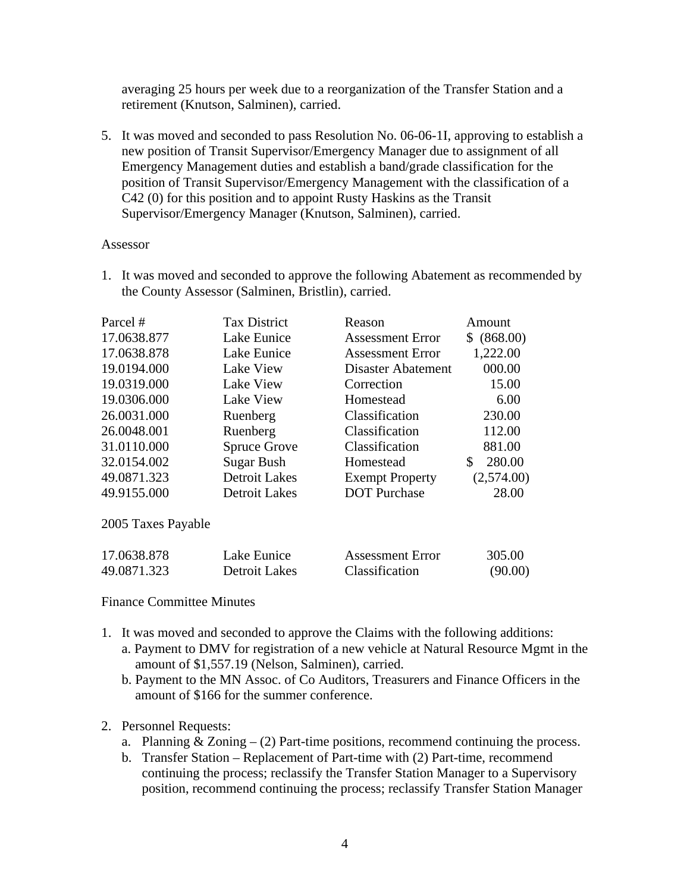averaging 25 hours per week due to a reorganization of the Transfer Station and a retirement (Knutson, Salminen), carried.

5. It was moved and seconded to pass Resolution No. 06-06-1I, approving to establish a new position of Transit Supervisor/Emergency Manager due to assignment of all Emergency Management duties and establish a band/grade classification for the position of Transit Supervisor/Emergency Management with the classification of a C42 (0) for this position and to appoint Rusty Haskins as the Transit Supervisor/Emergency Manager (Knutson, Salminen), carried.

Assessor

1. It was moved and seconded to approve the following Abatement as recommended by the County Assessor (Salminen, Bristlin), carried.

| Parcel # | Tax District | Reason | Amount |
|---|---|---|---|
| 17.0638.877 | Lake Eunice | Assessment Error | $ (868.00) |
| 17.0638.878 | Lake Eunice | Assessment Error | 1,222.00 |
| 19.0194.000 | Lake View | Disaster Abatement | 000.00 |
| 19.0319.000 | Lake View | Correction | 15.00 |
| 19.0306.000 | Lake View | Homestead | 6.00 |
| 26.0031.000 | Ruenberg | Classification | 230.00 |
| 26.0048.001 | Ruenberg | Classification | 112.00 |
| 31.0110.000 | Spruce Grove | Classification | 881.00 |
| 32.0154.002 | Sugar Bush | Homestead | $ 280.00 |
| 49.0871.323 | Detroit Lakes | Exempt Property | (2,574.00) |
| 49.9155.000 | Detroit Lakes | DOT Purchase | 28.00 |

2005 Taxes Payable

| | | | |
|---|---|---|---|
| 17.0638.878 | Lake Eunice | Assessment Error | 305.00 |
| 49.0871.323 | Detroit Lakes | Classification | (90.00) |

Finance Committee Minutes

1. It was moved and seconded to approve the Claims with the following additions:
   a. Payment to DMV for registration of a new vehicle at Natural Resource Mgmt in the amount of $1,557.19 (Nelson, Salminen), carried.
   b. Payment to the MN Assoc. of Co Auditors, Treasurers and Finance Officers in the amount of $166 for the summer conference.

2. Personnel Requests:
   a. Planning & Zoning – (2) Part-time positions, recommend continuing the process.
   b. Transfer Station – Replacement of Part-time with (2) Part-time, recommend continuing the process; reclassify the Transfer Station Manager to a Supervisory position, recommend continuing the process; reclassify Transfer Station Manager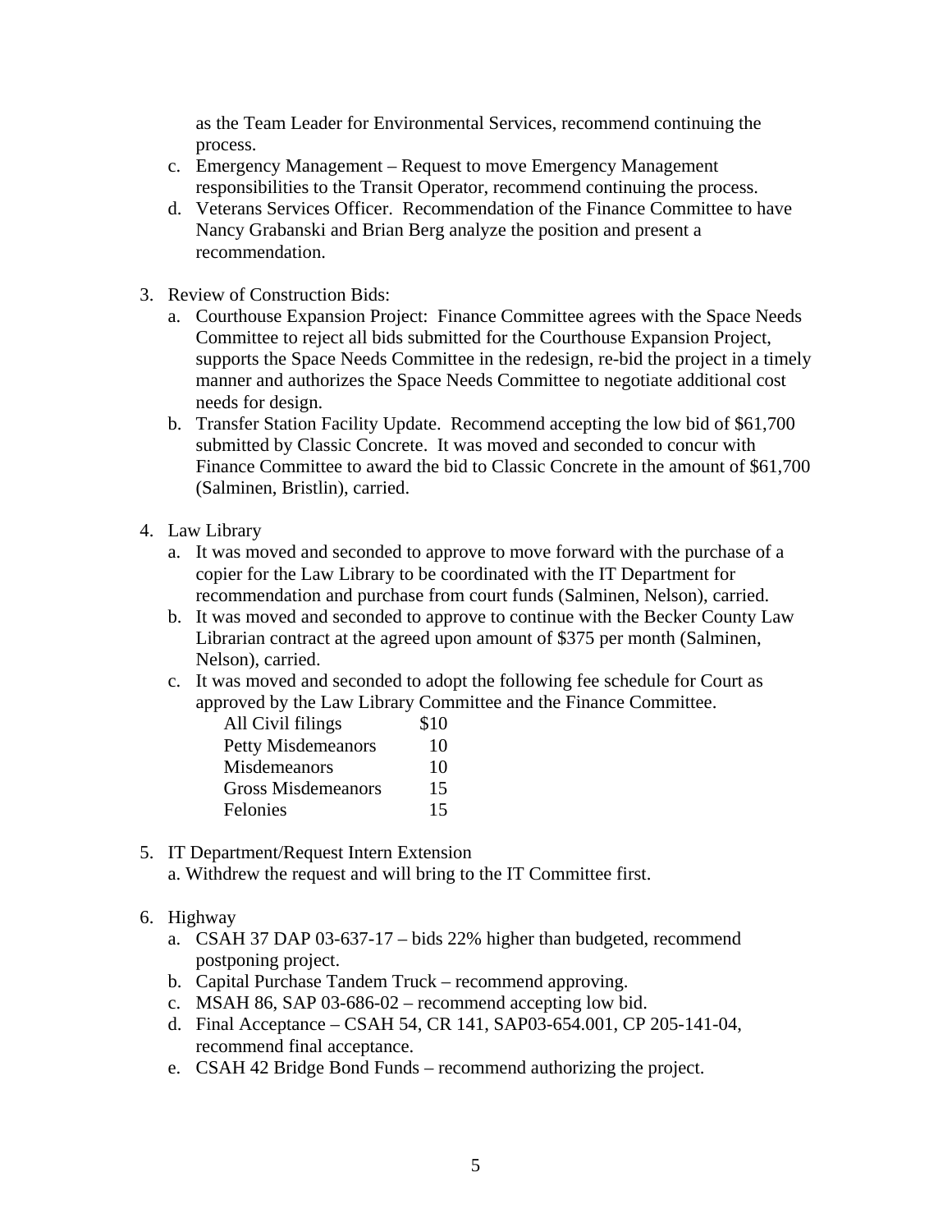as the Team Leader for Environmental Services, recommend continuing the process.

c. Emergency Management – Request to move Emergency Management responsibilities to the Transit Operator, recommend continuing the process.
d. Veterans Services Officer. Recommendation of the Finance Committee to have Nancy Grabanski and Brian Berg analyze the position and present a recommendation.

3. Review of Construction Bids:
   a. Courthouse Expansion Project: Finance Committee agrees with the Space Needs Committee to reject all bids submitted for the Courthouse Expansion Project, supports the Space Needs Committee in the redesign, re-bid the project in a timely manner and authorizes the Space Needs Committee to negotiate additional cost needs for design.
   b. Transfer Station Facility Update. Recommend accepting the low bid of $61,700 submitted by Classic Concrete. It was moved and seconded to concur with Finance Committee to award the bid to Classic Concrete in the amount of $61,700 (Salminen, Bristlin), carried.

4. Law Library
   a. It was moved and seconded to approve to move forward with the purchase of a copier for the Law Library to be coordinated with the IT Department for recommendation and purchase from court funds (Salminen, Nelson), carried.
   b. It was moved and seconded to approve to continue with the Becker County Law Librarian contract at the agreed upon amount of $375 per month (Salminen, Nelson), carried.
   c. It was moved and seconded to adopt the following fee schedule for Court as approved by the Law Library Committee and the Finance Committee.

| | |
|---|---|
| All Civil filings | $10 |
| Petty Misdemeanors | 10 |
| Misdemeanors | 10 |
| Gross Misdemeanors | 15 |
| Felonies | 15 |

5. IT Department/Request Intern Extension
   a. Withdrew the request and will bring to the IT Committee first.

6. Highway
   a. CSAH 37 DAP 03-637-17 – bids 22% higher than budgeted, recommend postponing project.
   b. Capital Purchase Tandem Truck – recommend approving.
   c. MSAH 86, SAP 03-686-02 – recommend accepting low bid.
   d. Final Acceptance – CSAH 54, CR 141, SAP03-654.001, CP 205-141-04, recommend final acceptance.
   e. CSAH 42 Bridge Bond Funds – recommend authorizing the project.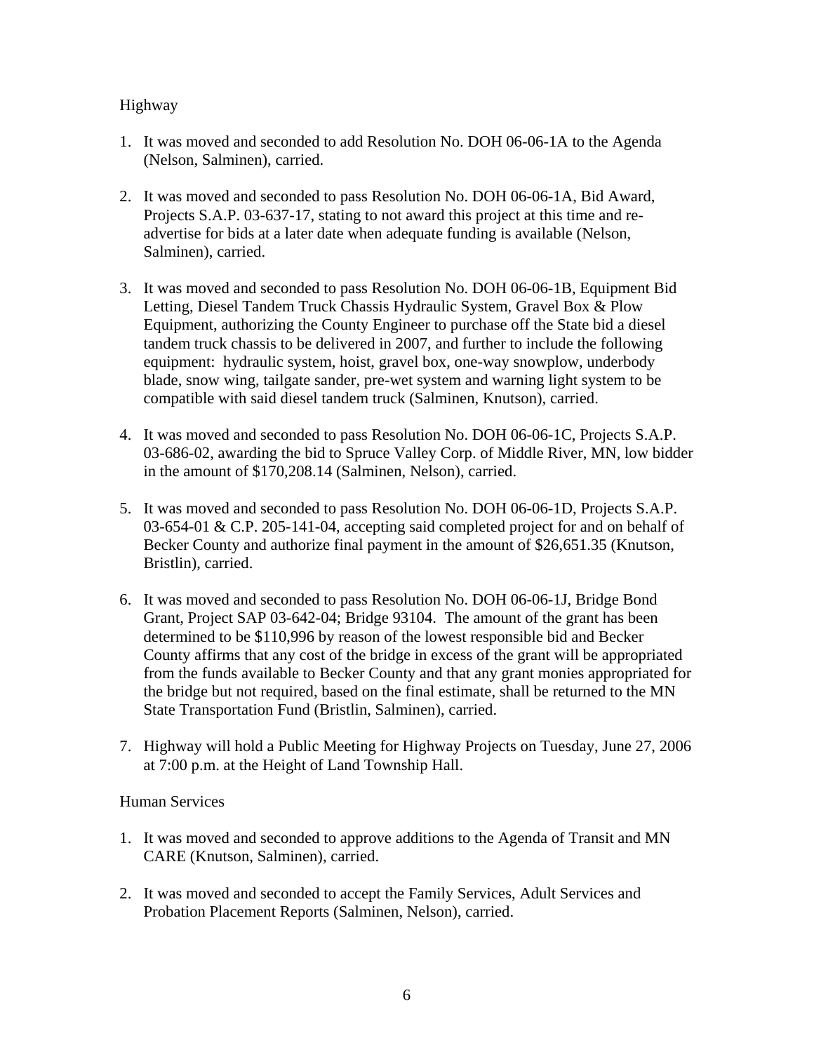Highway

1. It was moved and seconded to add Resolution No. DOH 06-06-1A to the Agenda (Nelson, Salminen), carried.

2. It was moved and seconded to pass Resolution No. DOH 06-06-1A, Bid Award, Projects S.A.P. 03-637-17, stating to not award this project at this time and re-advertise for bids at a later date when adequate funding is available (Nelson, Salminen), carried.

3. It was moved and seconded to pass Resolution No. DOH 06-06-1B, Equipment Bid Letting, Diesel Tandem Truck Chassis Hydraulic System, Gravel Box & Plow Equipment, authorizing the County Engineer to purchase off the State bid a diesel tandem truck chassis to be delivered in 2007, and further to include the following equipment: hydraulic system, hoist, gravel box, one-way snowplow, underbody blade, snow wing, tailgate sander, pre-wet system and warning light system to be compatible with said diesel tandem truck (Salminen, Knutson), carried.

4. It was moved and seconded to pass Resolution No. DOH 06-06-1C, Projects S.A.P. 03-686-02, awarding the bid to Spruce Valley Corp. of Middle River, MN, low bidder in the amount of $170,208.14 (Salminen, Nelson), carried.

5. It was moved and seconded to pass Resolution No. DOH 06-06-1D, Projects S.A.P. 03-654-01 & C.P. 205-141-04, accepting said completed project for and on behalf of Becker County and authorize final payment in the amount of $26,651.35 (Knutson, Bristlin), carried.

6. It was moved and seconded to pass Resolution No. DOH 06-06-1J, Bridge Bond Grant, Project SAP 03-642-04; Bridge 93104. The amount of the grant has been determined to be $110,996 by reason of the lowest responsible bid and Becker County affirms that any cost of the bridge in excess of the grant will be appropriated from the funds available to Becker County and that any grant monies appropriated for the bridge but not required, based on the final estimate, shall be returned to the MN State Transportation Fund (Bristlin, Salminen), carried.

7. Highway will hold a Public Meeting for Highway Projects on Tuesday, June 27, 2006 at 7:00 p.m. at the Height of Land Township Hall.

Human Services

1. It was moved and seconded to approve additions to the Agenda of Transit and MN CARE (Knutson, Salminen), carried.

2. It was moved and seconded to accept the Family Services, Adult Services and Probation Placement Reports (Salminen, Nelson), carried.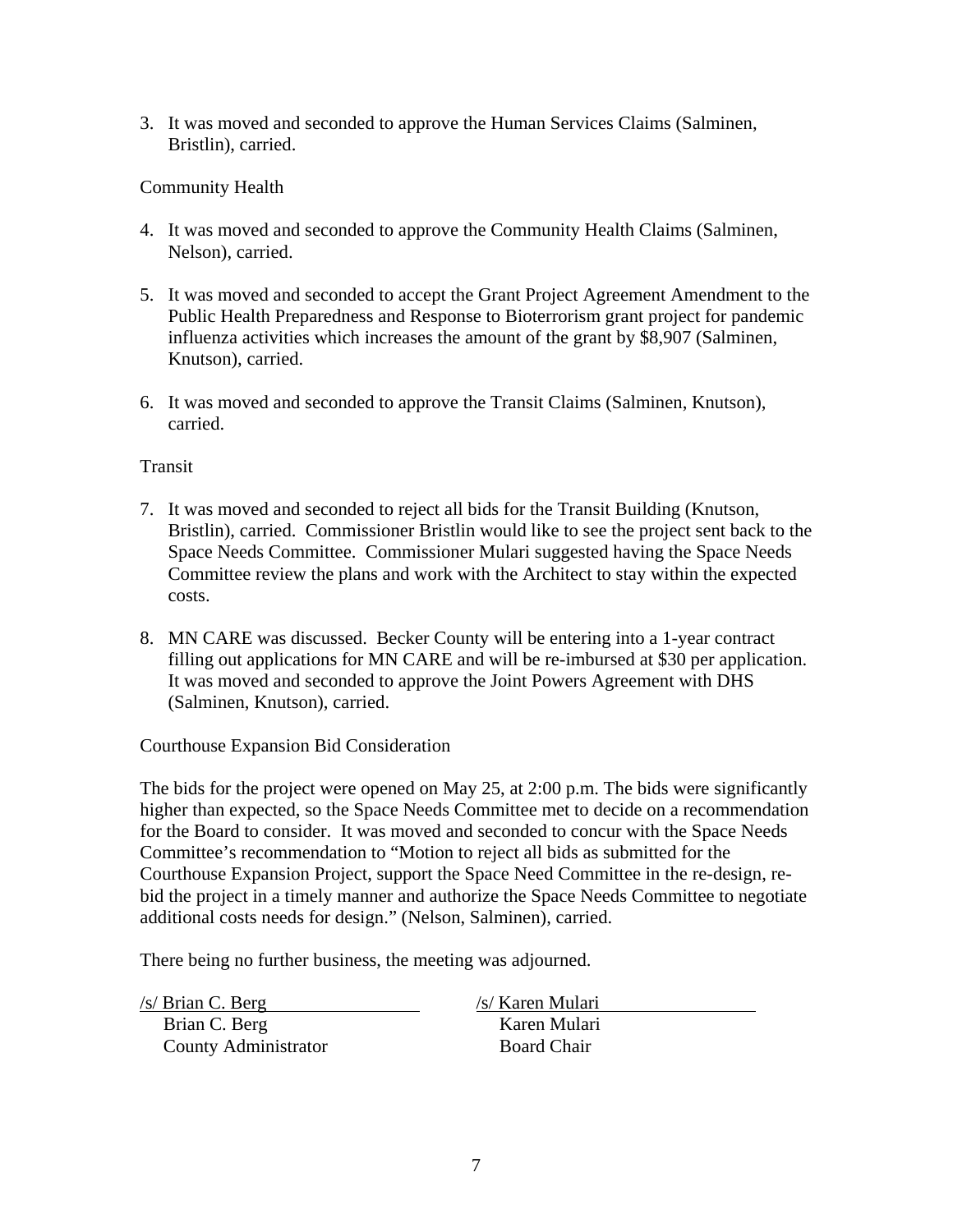3. It was moved and seconded to approve the Human Services Claims (Salminen, Bristlin), carried.

Community Health

4. It was moved and seconded to approve the Community Health Claims (Salminen, Nelson), carried.

5. It was moved and seconded to accept the Grant Project Agreement Amendment to the Public Health Preparedness and Response to Bioterrorism grant project for pandemic influenza activities which increases the amount of the grant by $8,907 (Salminen, Knutson), carried.

6. It was moved and seconded to approve the Transit Claims (Salminen, Knutson), carried.

Transit

7. It was moved and seconded to reject all bids for the Transit Building (Knutson, Bristlin), carried. Commissioner Bristlin would like to see the project sent back to the Space Needs Committee. Commissioner Mulari suggested having the Space Needs Committee review the plans and work with the Architect to stay within the expected costs.

8. MN CARE was discussed. Becker County will be entering into a 1-year contract filling out applications for MN CARE and will be re-imbursed at $30 per application. It was moved and seconded to approve the Joint Powers Agreement with DHS (Salminen, Knutson), carried.

Courthouse Expansion Bid Consideration

The bids for the project were opened on May 25, at 2:00 p.m. The bids were significantly higher than expected, so the Space Needs Committee met to decide on a recommendation for the Board to consider. It was moved and seconded to concur with the Space Needs Committee's recommendation to "Motion to reject all bids as submitted for the Courthouse Expansion Project, support the Space Need Committee in the re-design, re-bid the project in a timely manner and authorize the Space Needs Committee to negotiate additional costs needs for design." (Nelson, Salminen), carried.

There being no further business, the meeting was adjourned.

/s/ Brian C. Berg
Brian C. Berg
County Administrator

/s/ Karen Mulari
Karen Mulari
Board Chair